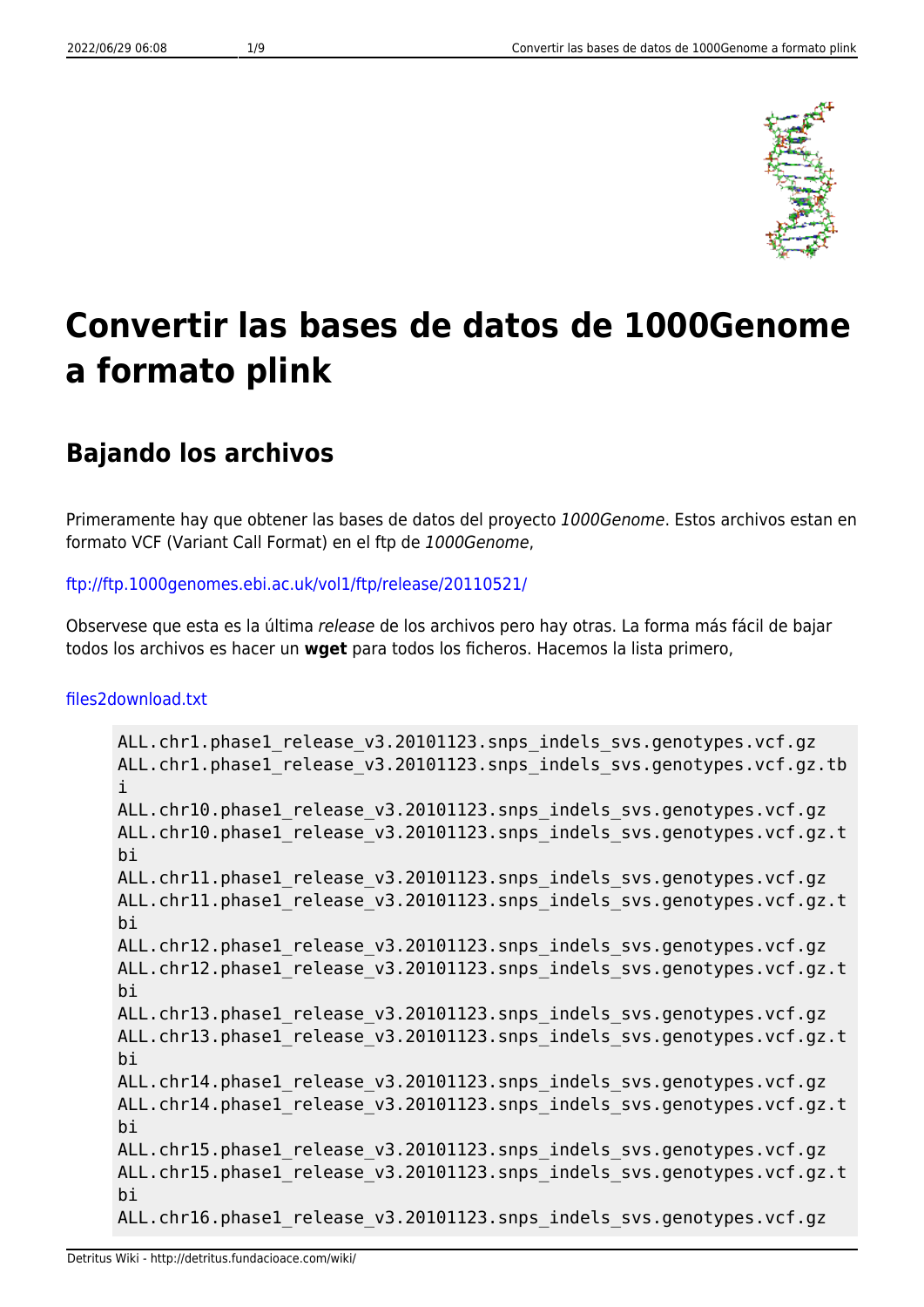# Convertir las bases de datos de 1000Genome a formato plink

## Bajando los archivos

Primeramente hay que obtener las bases de datos del proyecto *1000Genome*. Estos archivos estan en formato VCF (Variant Call Format) en el ftp de *1000Genome*,

ftp://ftp.1000genomes.ebi.ac.uk/vol1/ftp/release/20110521/

Observese que esta es la última *release* de los archivos pero hay otras. La forma más fácil de bajar todos los archivos es hacer un **wget** para todos los ficheros. Hacemos la lista primero,

files2download.txt

```
ALL.chr1.phase1_release_v3.20101123.snps_indels_svs.genotypes.vcf.gz
ALL.chr1.phase1_release_v3.20101123.snps_indels_svs.genotypes.vcf.gz.tbi
ALL.chr10.phase1_release_v3.20101123.snps_indels_svs.genotypes.vcf.gz
ALL.chr10.phase1_release_v3.20101123.snps_indels_svs.genotypes.vcf.gz.tbi
ALL.chr11.phase1_release_v3.20101123.snps_indels_svs.genotypes.vcf.gz
ALL.chr11.phase1_release_v3.20101123.snps_indels_svs.genotypes.vcf.gz.tbi
ALL.chr12.phase1_release_v3.20101123.snps_indels_svs.genotypes.vcf.gz
ALL.chr12.phase1_release_v3.20101123.snps_indels_svs.genotypes.vcf.gz.tbi
ALL.chr13.phase1_release_v3.20101123.snps_indels_svs.genotypes.vcf.gz
ALL.chr13.phase1_release_v3.20101123.snps_indels_svs.genotypes.vcf.gz.tbi
ALL.chr14.phase1_release_v3.20101123.snps_indels_svs.genotypes.vcf.gz
ALL.chr14.phase1_release_v3.20101123.snps_indels_svs.genotypes.vcf.gz.tbi
ALL.chr15.phase1_release_v3.20101123.snps_indels_svs.genotypes.vcf.gz
ALL.chr15.phase1_release_v3.20101123.snps_indels_svs.genotypes.vcf.gz.tbi
ALL.chr16.phase1_release_v3.20101123.snps_indels_svs.genotypes.vcf.gz
```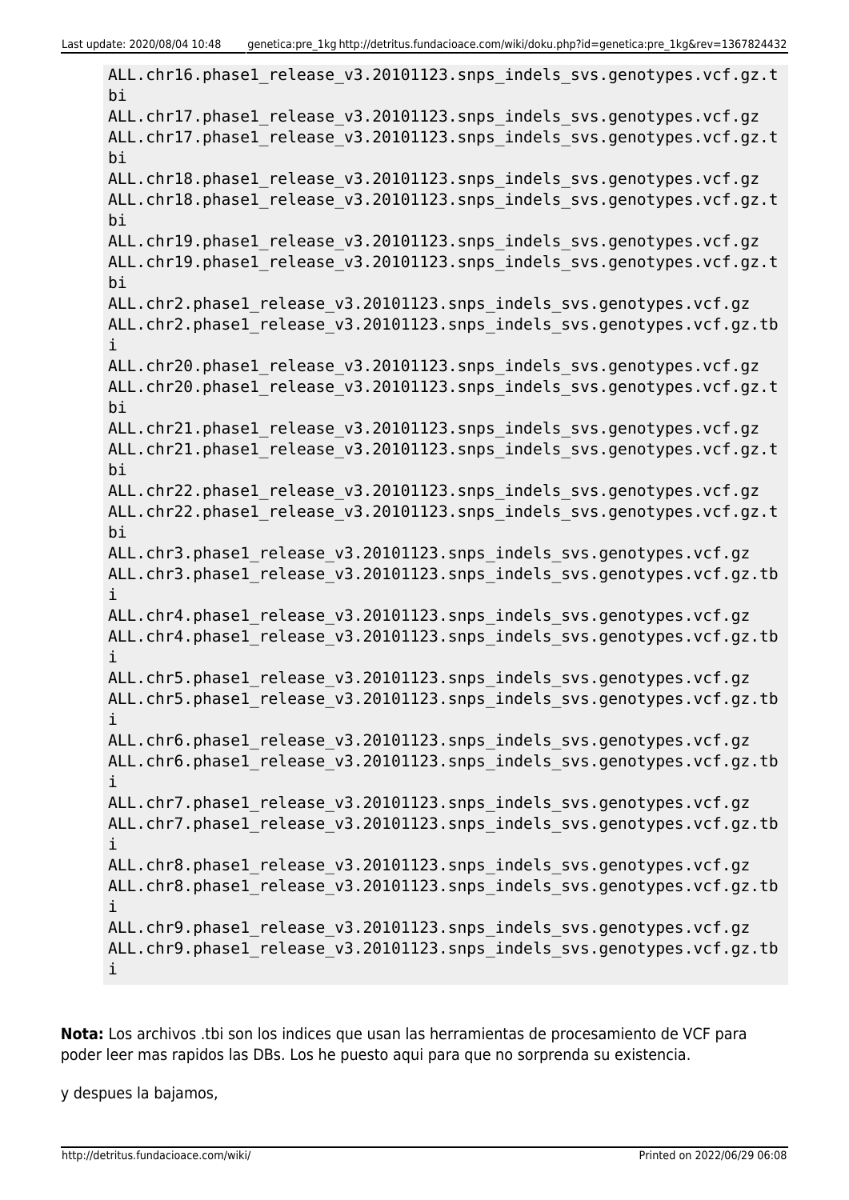```
ALL.chr16.phase1_release_v3.20101123.snps_indels_svs.genotypes.vcf.gz.tbi
ALL.chr17.phase1_release_v3.20101123.snps_indels_svs.genotypes.vcf.gz
ALL.chr17.phase1_release_v3.20101123.snps_indels_svs.genotypes.vcf.gz.tbi
ALL.chr18.phase1_release_v3.20101123.snps_indels_svs.genotypes.vcf.gz
ALL.chr18.phase1_release_v3.20101123.snps_indels_svs.genotypes.vcf.gz.tbi
ALL.chr19.phase1_release_v3.20101123.snps_indels_svs.genotypes.vcf.gz
ALL.chr19.phase1_release_v3.20101123.snps_indels_svs.genotypes.vcf.gz.tbi
ALL.chr2.phase1_release_v3.20101123.snps_indels_svs.genotypes.vcf.gz
ALL.chr2.phase1_release_v3.20101123.snps_indels_svs.genotypes.vcf.gz.tbi
ALL.chr20.phase1_release_v3.20101123.snps_indels_svs.genotypes.vcf.gz
ALL.chr20.phase1_release_v3.20101123.snps_indels_svs.genotypes.vcf.gz.tbi
ALL.chr21.phase1_release_v3.20101123.snps_indels_svs.genotypes.vcf.gz
ALL.chr21.phase1_release_v3.20101123.snps_indels_svs.genotypes.vcf.gz.tbi
ALL.chr22.phase1_release_v3.20101123.snps_indels_svs.genotypes.vcf.gz
ALL.chr22.phase1_release_v3.20101123.snps_indels_svs.genotypes.vcf.gz.tbi
ALL.chr3.phase1_release_v3.20101123.snps_indels_svs.genotypes.vcf.gz
ALL.chr3.phase1_release_v3.20101123.snps_indels_svs.genotypes.vcf.gz.tbi
ALL.chr4.phase1_release_v3.20101123.snps_indels_svs.genotypes.vcf.gz
ALL.chr4.phase1_release_v3.20101123.snps_indels_svs.genotypes.vcf.gz.tbi
ALL.chr5.phase1_release_v3.20101123.snps_indels_svs.genotypes.vcf.gz
ALL.chr5.phase1_release_v3.20101123.snps_indels_svs.genotypes.vcf.gz.tbi
ALL.chr6.phase1_release_v3.20101123.snps_indels_svs.genotypes.vcf.gz
ALL.chr6.phase1_release_v3.20101123.snps_indels_svs.genotypes.vcf.gz.tbi
ALL.chr7.phase1_release_v3.20101123.snps_indels_svs.genotypes.vcf.gz
ALL.chr7.phase1_release_v3.20101123.snps_indels_svs.genotypes.vcf.gz.tbi
ALL.chr8.phase1_release_v3.20101123.snps_indels_svs.genotypes.vcf.gz
ALL.chr8.phase1_release_v3.20101123.snps_indels_svs.genotypes.vcf.gz.tbi
ALL.chr9.phase1_release_v3.20101123.snps_indels_svs.genotypes.vcf.gz
ALL.chr9.phase1_release_v3.20101123.snps_indels_svs.genotypes.vcf.gz.tbi
```

**Nota:** Los archivos .tbi son los indices que usan las herramientas de procesamiento de VCF para poder leer mas rapidos las DBs. Los he puesto aqui para que no sorprenda su existencia.

y despues la bajamos,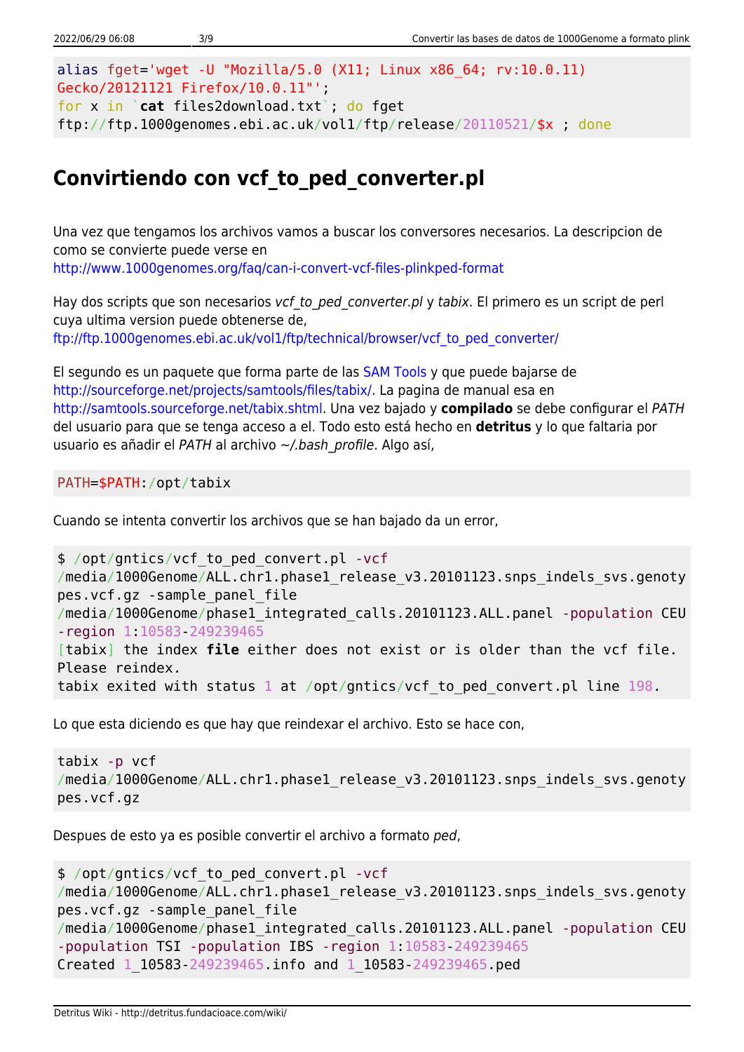```
alias fget='wget -U "Mozilla/5.0 (X11; Linux x86_64; rv:10.0.11)
Gecko/20121121 Firefox/10.0.11"';
for x in `cat files2download.txt`; do fget
ftp://ftp.1000genomes.ebi.ac.uk/vol1/ftp/release/20110521/$x ; done
```

## Convirtiendo con vcf_to_ped_converter.pl

Una vez que tengamos los archivos vamos a buscar los conversores necesarios. La descripcion de como se convierte puede verse en http://www.1000genomes.org/faq/can-i-convert-vcf-files-plinkped-format

Hay dos scripts que son necesarios *vcf_to_ped_converter.pl* y *tabix*. El primero es un script de perl cuya ultima version puede obtenerse de, ftp://ftp.1000genomes.ebi.ac.uk/vol1/ftp/technical/browser/vcf_to_ped_converter/

El segundo es un paquete que forma parte de las SAM Tools y que puede bajarse de http://sourceforge.net/projects/samtools/files/tabix/. La pagina de manual esa en http://samtools.sourceforge.net/tabix.shtml. Una vez bajado y **compilado** se debe configurar el *PATH* del usuario para que se tenga acceso a el. Todo esto está hecho en **detritus** y lo que faltaria por usuario es añadir el *PATH* al archivo *~/.bash_profile*. Algo así,

```
PATH=$PATH:/opt/tabix
```

Cuando se intenta convertir los archivos que se han bajado da un error,

```
$ /opt/gntics/vcf_to_ped_convert.pl -vcf
/media/1000Genome/ALL.chr1.phase1_release_v3.20101123.snps_indels_svs.genoty
pes.vcf.gz -sample_panel_file
/media/1000Genome/phase1_integrated_calls.20101123.ALL.panel -population CEU
-region 1:10583-249239465
[tabix] the index file either does not exist or is older than the vcf file.
Please reindex.
tabix exited with status 1 at /opt/gntics/vcf_to_ped_convert.pl line 198.
```

Lo que esta diciendo es que hay que reindexar el archivo. Esto se hace con,

```
tabix -p vcf
/media/1000Genome/ALL.chr1.phase1_release_v3.20101123.snps_indels_svs.genoty
pes.vcf.gz
```

Despues de esto ya es posible convertir el archivo a formato *ped*,

```
$ /opt/gntics/vcf_to_ped_convert.pl -vcf
/media/1000Genome/ALL.chr1.phase1_release_v3.20101123.snps_indels_svs.genoty
pes.vcf.gz -sample_panel_file
/media/1000Genome/phase1_integrated_calls.20101123.ALL.panel -population CEU
-population TSI -population IBS -region 1:10583-249239465
Created 1_10583-249239465.info and 1_10583-249239465.ped
```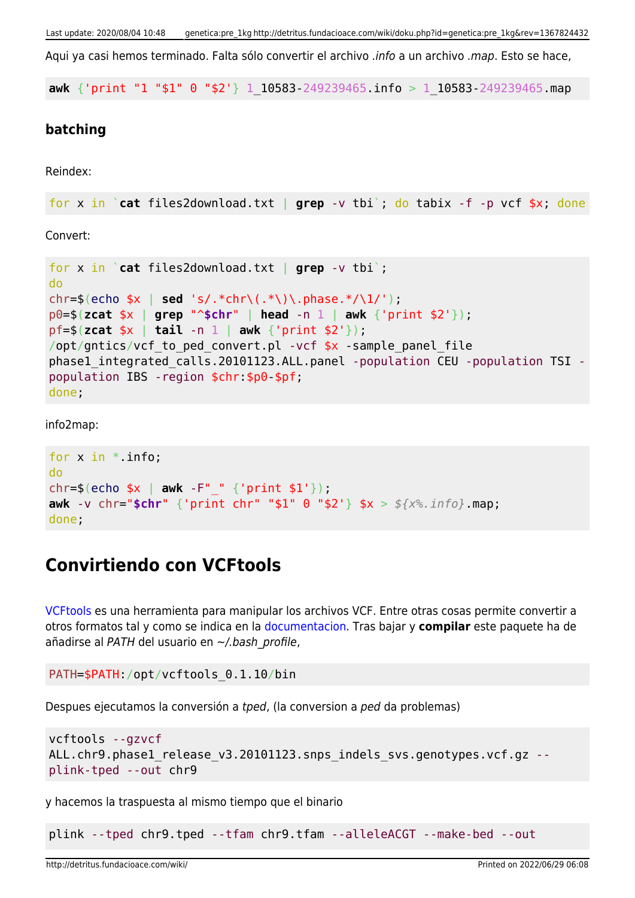Aqui ya casi hemos terminado. Falta sólo convertir el archivo *.info* a un archivo *.map*. Esto se hace,

```
awk {'print "1 "$1" 0 "$2'} 1_10583-249239465.info > 1_10583-249239465.map
```

### batching

Reindex:

```
for x in `cat files2download.txt | grep -v tbi`; do tabix -f -p vcf $x; done
```

Convert:

```
for x in `cat files2download.txt | grep -v tbi`;
do
chr=$(echo $x | sed 's/.*chr\(.*\)\.phase.*/\1/');
p0=$(zcat $x | grep "^$chr" | head -n 1 | awk {'print $2'});
pf=$(zcat $x | tail -n 1 | awk {'print $2'});
/opt/gntics/vcf_to_ped_convert.pl -vcf $x -sample_panel_file
phase1_integrated_calls.20101123.ALL.panel -population CEU -population TSI -
population IBS -region $chr:$p0-$pf;
done;
```

info2map:

```
for x in *.info;
do
chr=$(echo $x | awk -F"_" {'print $1'});
awk -v chr="$chr" {'print chr" "$1" 0 "$2'} $x > ${x%.info}.map;
done;
```

## Convirtiendo con VCFtools

VCFtools es una herramienta para manipular los archivos VCF. Entre otras cosas permite convertir a otros formatos tal y como se indica en la documentacion. Tras bajar y **compilar** este paquete ha de añadirse al *PATH* del usuario en *~/.bash_profile*,

```
PATH=$PATH:/opt/vcftools_0.1.10/bin
```

Despues ejecutamos la conversión a *tped*, (la conversion a *ped* da problemas)

```
vcftools --gzvcf
ALL.chr9.phase1_release_v3.20101123.snps_indels_svs.genotypes.vcf.gz --
plink-tped --out chr9
```

y hacemos la traspuesta al mismo tiempo que el binario

```
plink --tped chr9.tped --tfam chr9.tfam --alleleACGT --make-bed --out
```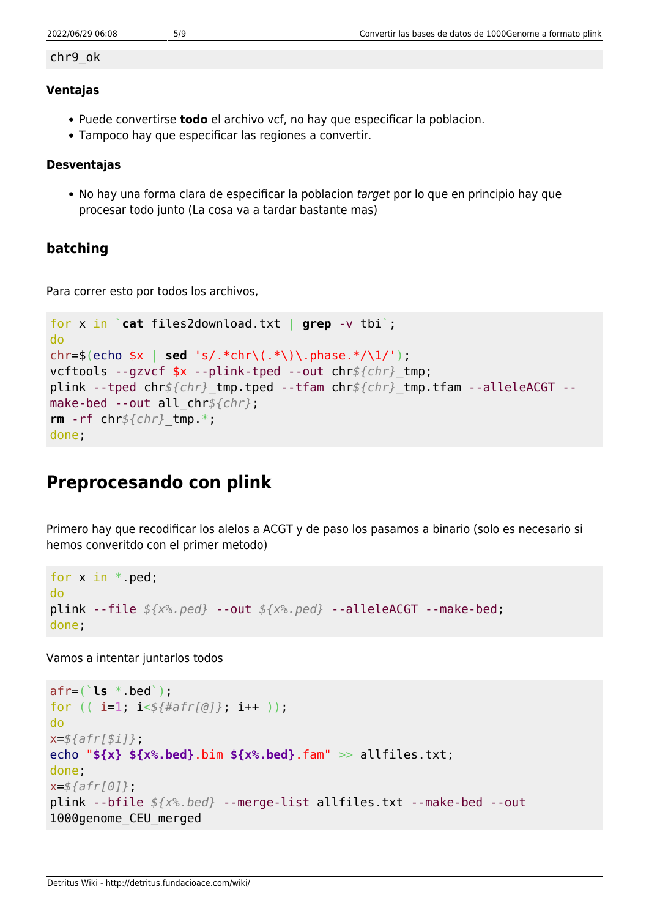```
chr9_ok
```

**Ventajas**

- Puede convertirse **todo** el archivo vcf, no hay que especificar la poblacion.
- Tampoco hay que especificar las regiones a convertir.

**Desventajas**

- No hay una forma clara de especificar la poblacion *target* por lo que en principio hay que procesar todo junto (La cosa va a tardar bastante mas)

### batching

Para correr esto por todos los archivos,

```
for x in `cat files2download.txt | grep -v tbi`;
do
chr=$(echo $x | sed 's/.*chr\(.*\)\.phase.*/\1/');
vcftools --gzvcf $x --plink-tped --out chr${chr}_tmp;
plink --tped chr${chr}_tmp.tped --tfam chr${chr}_tmp.tfam --alleleACGT --make-bed --out all_chr${chr};
rm -rf chr${chr}_tmp.*;
done;
```

## Preprocesando con plink

Primero hay que recodificar los alelos a ACGT y de paso los pasamos a binario (solo es necesario si hemos converitdo con el primer metodo)

```
for x in *.ped;
do
plink --file ${x%.ped} --out ${x%.ped} --alleleACGT --make-bed;
done;
```

Vamos a intentar juntarlos todos

```
afr=(`ls *.bed`);
for (( i=1; i<${#afr[@]}; i++ ));
do
x=${afr[$i]};
echo "${x} ${x%.bed}.bim ${x%.bed}.fam" >> allfiles.txt;
done;
x=${afr[0]};
plink --bfile ${x%.bed} --merge-list allfiles.txt --make-bed --out 1000genome_CEU_merged
```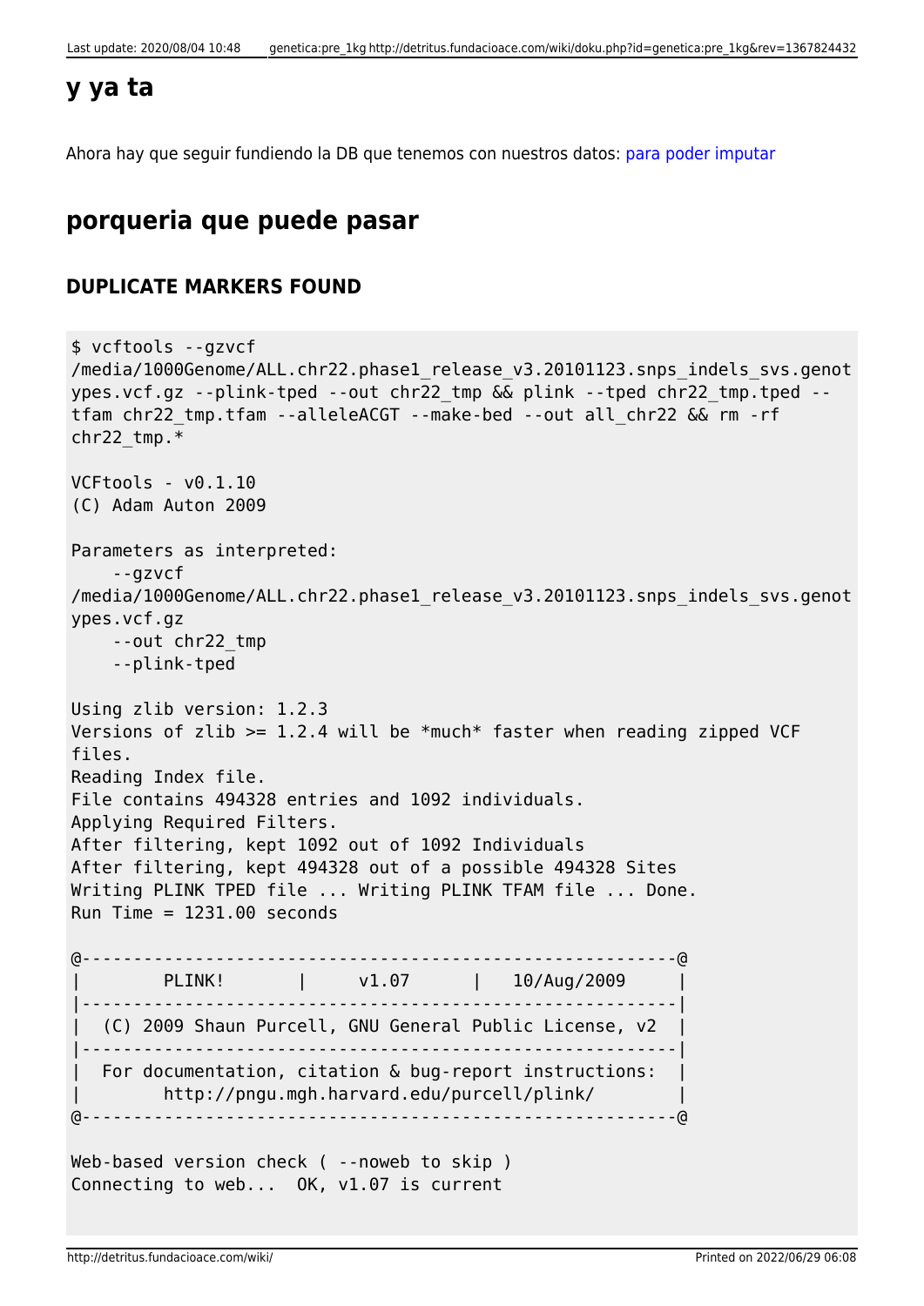## y ya ta

Ahora hay que seguir fundiendo la DB que tenemos con nuestros datos: para poder imputar

## porqueria que puede pasar

### DUPLICATE MARKERS FOUND

```
$ vcftools --gzvcf
/media/1000Genome/ALL.chr22.phase1_release_v3.20101123.snps_indels_svs.genot
ypes.vcf.gz --plink-tped --out chr22_tmp && plink --tped chr22_tmp.tped --
tfam chr22_tmp.tfam --alleleACGT --make-bed --out all_chr22 && rm -rf
chr22_tmp.*

VCFtools - v0.1.10
(C) Adam Auton 2009

Parameters as interpreted:
    --gzvcf
/media/1000Genome/ALL.chr22.phase1_release_v3.20101123.snps_indels_svs.genot
ypes.vcf.gz
    --out chr22_tmp
    --plink-tped

Using zlib version: 1.2.3
Versions of zlib >= 1.2.4 will be *much* faster when reading zipped VCF
files.
Reading Index file.
File contains 494328 entries and 1092 individuals.
Applying Required Filters.
After filtering, kept 1092 out of 1092 Individuals
After filtering, kept 494328 out of a possible 494328 Sites
Writing PLINK TPED file ... Writing PLINK TFAM file ... Done.
Run Time = 1231.00 seconds

@----------------------------------------------------------@
|        PLINK!       |     v1.07      |   10/Aug/2009     |
|----------------------------------------------------------|
|  (C) 2009 Shaun Purcell, GNU General Public License, v2  |
|----------------------------------------------------------|
|  For documentation, citation & bug-report instructions:  |
|        http://pngu.mgh.harvard.edu/purcell/plink/        |
@----------------------------------------------------------@

Web-based version check ( --noweb to skip )
Connecting to web...  OK, v1.07 is current
```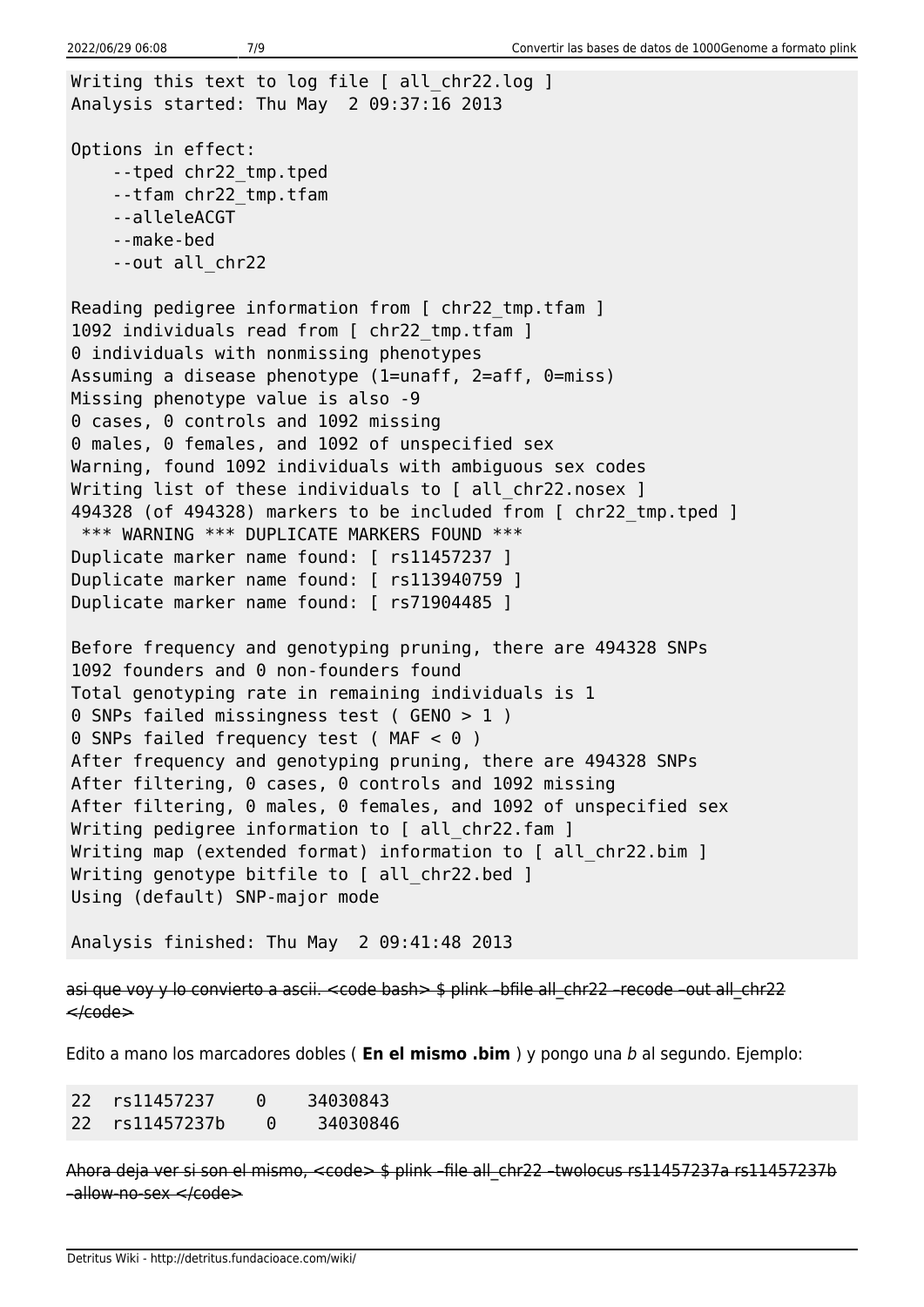```
Writing this text to log file [ all_chr22.log ]
Analysis started: Thu May  2 09:37:16 2013

Options in effect:
    --tped chr22_tmp.tped
    --tfam chr22_tmp.tfam
    --alleleACGT
    --make-bed
    --out all_chr22

Reading pedigree information from [ chr22_tmp.tfam ]
1092 individuals read from [ chr22_tmp.tfam ]
0 individuals with nonmissing phenotypes
Assuming a disease phenotype (1=unaff, 2=aff, 0=miss)
Missing phenotype value is also -9
0 cases, 0 controls and 1092 missing
0 males, 0 females, and 1092 of unspecified sex
Warning, found 1092 individuals with ambiguous sex codes
Writing list of these individuals to [ all_chr22.nosex ]
494328 (of 494328) markers to be included from [ chr22_tmp.tped ]
 *** WARNING *** DUPLICATE MARKERS FOUND ***
Duplicate marker name found: [ rs11457237 ]
Duplicate marker name found: [ rs113940759 ]
Duplicate marker name found: [ rs71904485 ]

Before frequency and genotyping pruning, there are 494328 SNPs
1092 founders and 0 non-founders found
Total genotyping rate in remaining individuals is 1
0 SNPs failed missingness test ( GENO > 1 )
0 SNPs failed frequency test ( MAF < 0 )
After frequency and genotyping pruning, there are 494328 SNPs
After filtering, 0 cases, 0 controls and 1092 missing
After filtering, 0 males, 0 females, and 1092 of unspecified sex
Writing pedigree information to [ all_chr22.fam ]
Writing map (extended format) information to [ all_chr22.bim ]
Writing genotype bitfile to [ all_chr22.bed ]
Using (default) SNP-major mode

Analysis finished: Thu May  2 09:41:48 2013
```

~~asi que voy y lo convierto a ascii. <code bash> $ plink –bfile all_chr22 –recode –out all_chr22 </code>~~

Edito a mano los marcadores dobles ( **En el mismo .bim** ) y pongo una *b* al segundo. Ejemplo:

```
22  rs11457237    0    34030843
22  rs11457237b    0    34030846
```

~~Ahora deja ver si son el mismo, <code> $ plink –file all_chr22 –twolocus rs11457237a rs11457237b –allow-no-sex </code>~~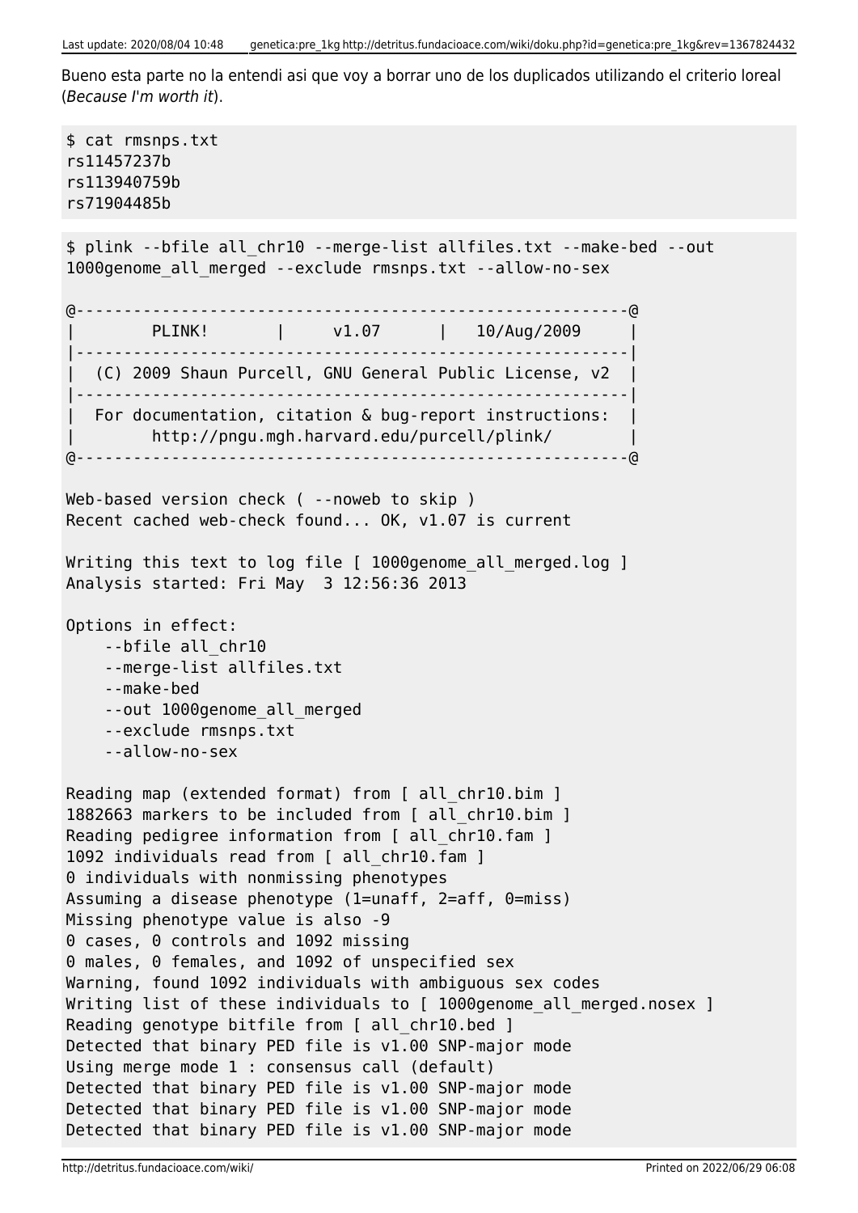Bueno esta parte no la entendi asi que voy a borrar uno de los duplicados utilizando el criterio loreal (*Because I'm worth it*).

```
$ cat rmsnps.txt
rs11457237b
rs113940759b
rs71904485b
```

```
$ plink --bfile all_chr10 --merge-list allfiles.txt --make-bed --out 1000genome_all_merged --exclude rmsnps.txt --allow-no-sex

@----------------------------------------------------------@
|        PLINK!       |     v1.07      |   10/Aug/2009     |
|----------------------------------------------------------|
|  (C) 2009 Shaun Purcell, GNU General Public License, v2  |
|----------------------------------------------------------|
|  For documentation, citation & bug-report instructions:  |
|        http://pngu.mgh.harvard.edu/purcell/plink/        |
@----------------------------------------------------------@

Web-based version check ( --noweb to skip )
Recent cached web-check found... OK, v1.07 is current

Writing this text to log file [ 1000genome_all_merged.log ]
Analysis started: Fri May  3 12:56:36 2013

Options in effect:
    --bfile all_chr10
    --merge-list allfiles.txt
    --make-bed
    --out 1000genome_all_merged
    --exclude rmsnps.txt
    --allow-no-sex

Reading map (extended format) from [ all_chr10.bim ]
1882663 markers to be included from [ all_chr10.bim ]
Reading pedigree information from [ all_chr10.fam ]
1092 individuals read from [ all_chr10.fam ]
0 individuals with nonmissing phenotypes
Assuming a disease phenotype (1=unaff, 2=aff, 0=miss)
Missing phenotype value is also -9
0 cases, 0 controls and 1092 missing
0 males, 0 females, and 1092 of unspecified sex
Warning, found 1092 individuals with ambiguous sex codes
Writing list of these individuals to [ 1000genome_all_merged.nosex ]
Reading genotype bitfile from [ all_chr10.bed ]
Detected that binary PED file is v1.00 SNP-major mode
Using merge mode 1 : consensus call (default)
Detected that binary PED file is v1.00 SNP-major mode
Detected that binary PED file is v1.00 SNP-major mode
Detected that binary PED file is v1.00 SNP-major mode
```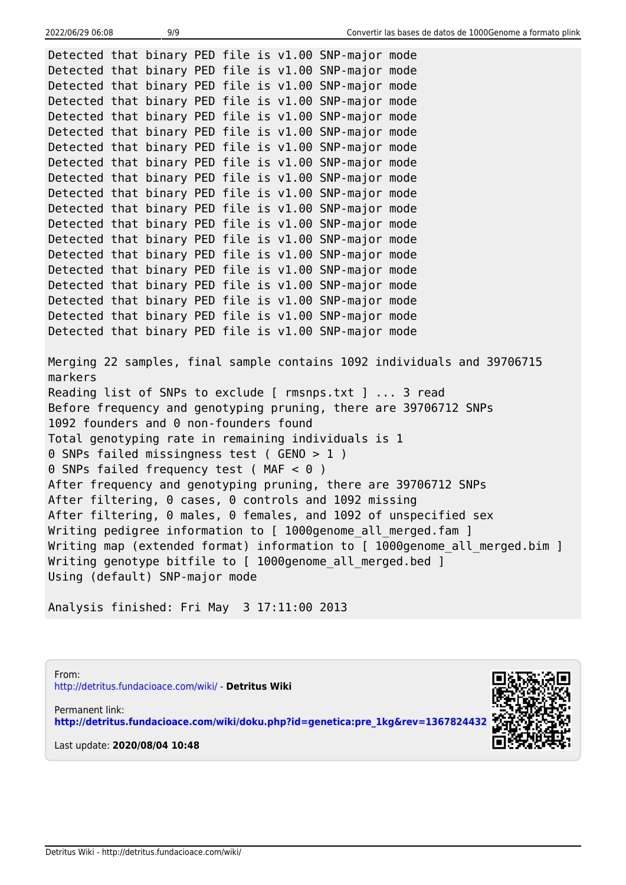```
Detected that binary PED file is v1.00 SNP-major mode
Detected that binary PED file is v1.00 SNP-major mode
Detected that binary PED file is v1.00 SNP-major mode
Detected that binary PED file is v1.00 SNP-major mode
Detected that binary PED file is v1.00 SNP-major mode
Detected that binary PED file is v1.00 SNP-major mode
Detected that binary PED file is v1.00 SNP-major mode
Detected that binary PED file is v1.00 SNP-major mode
Detected that binary PED file is v1.00 SNP-major mode
Detected that binary PED file is v1.00 SNP-major mode
Detected that binary PED file is v1.00 SNP-major mode
Detected that binary PED file is v1.00 SNP-major mode
Detected that binary PED file is v1.00 SNP-major mode
Detected that binary PED file is v1.00 SNP-major mode
Detected that binary PED file is v1.00 SNP-major mode
Detected that binary PED file is v1.00 SNP-major mode
Detected that binary PED file is v1.00 SNP-major mode
Detected that binary PED file is v1.00 SNP-major mode
Detected that binary PED file is v1.00 SNP-major mode

Merging 22 samples, final sample contains 1092 individuals and 39706715
markers
Reading list of SNPs to exclude [ rmsnps.txt ] ... 3 read
Before frequency and genotyping pruning, there are 39706712 SNPs
1092 founders and 0 non-founders found
Total genotyping rate in remaining individuals is 1
0 SNPs failed missingness test ( GENO > 1 )
0 SNPs failed frequency test ( MAF < 0 )
After frequency and genotyping pruning, there are 39706712 SNPs
After filtering, 0 cases, 0 controls and 1092 missing
After filtering, 0 males, 0 females, and 1092 of unspecified sex
Writing pedigree information to [ 1000genome_all_merged.fam ]
Writing map (extended format) information to [ 1000genome_all_merged.bim ]
Writing genotype bitfile to [ 1000genome_all_merged.bed ]
Using (default) SNP-major mode

Analysis finished: Fri May  3 17:11:00 2013
```

From:
http://detritus.fundacioace.com/wiki/ - **Detritus Wiki**

Permanent link:
**http://detritus.fundacioace.com/wiki/doku.php?id=genetica:pre_1kg&rev=1367824432**

Last update: **2020/08/04 10:48**